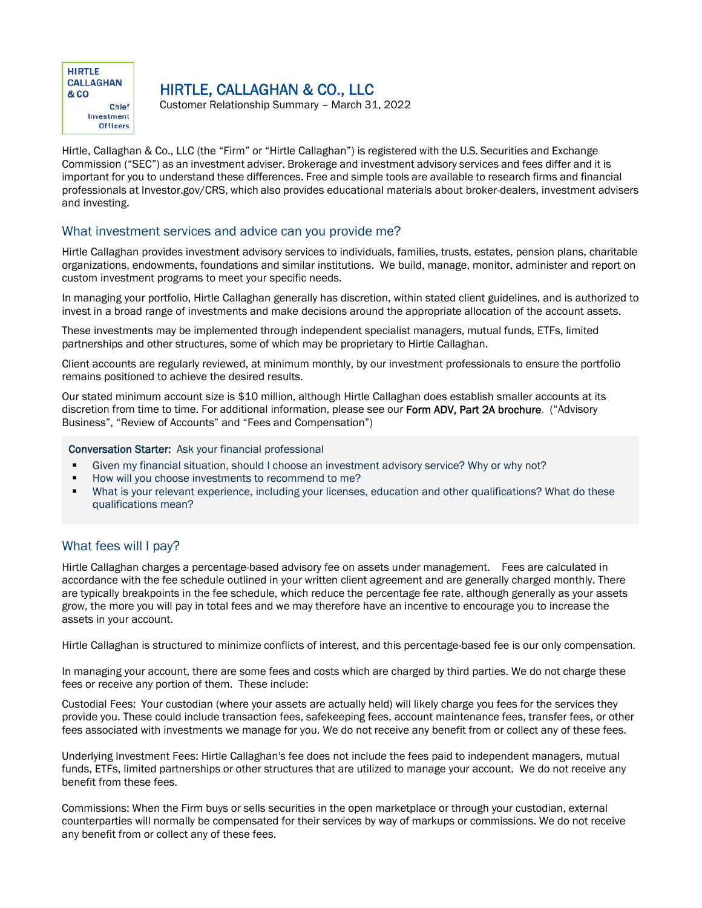HIRTLE CALLAGHAN & CO Chief Investment Officers

# HIRTLE, CALLAGHAN & CO., LLC

Customer Relationship Summary – March 31, 2022

Hirtle, Callaghan & Co., LLC (the "Firm" or "Hirtle Callaghan") is registered with the U.S. Securities and Exchange Commission ("SEC") as an investment adviser. Brokerage and investment advisory services and fees differ and it is important for you to understand these differences. Free and simple tools are available to research firms and financial professionals at Investor.gov/CRS, which also provides educational materials about broker-dealers, investment advisers and investing.

## What investment services and advice can you provide me?

Hirtle Callaghan provides investment advisory services to individuals, families, trusts, estates, pension plans, charitable organizations, endowments, foundations and similar institutions. We build, manage, monitor, administer and report on custom investment programs to meet your specific needs.

In managing your portfolio, Hirtle Callaghan generally has discretion, within stated client guidelines, and is authorized to invest in a broad range of investments and make decisions around the appropriate allocation of the account assets.

These investments may be implemented through independent specialist managers, mutual funds, ETFs, limited partnerships and other structures, some of which may be proprietary to Hirtle Callaghan.

Client accounts are regularly reviewed, at minimum monthly, by our investment professionals to ensure the portfolio remains positioned to achieve the desired results.

Our stated minimum account size is $10 million, although Hirtle Callaghan does establish smaller accounts at its discretion from time to time. For additional information, please see our Form ADV, Part 2A brochure. ("Advisory Business", "Review of Accounts" and "Fees and Compensation")

**Conversation Starter:** Ask your financial professional

- Given my financial situation, should I choose an investment advisory service? Why or why not?
- How will you choose investments to recommend to me?
- What is your relevant experience, including your licenses, education and other qualifications? What do these qualifications mean?

## What fees will I pay?

Hirtle Callaghan charges a percentage-based advisory fee on assets under management. Fees are calculated in accordance with the fee schedule outlined in your written client agreement and are generally charged monthly. There are typically breakpoints in the fee schedule, which reduce the percentage fee rate, although generally as your assets grow, the more you will pay in total fees and we may therefore have an incentive to encourage you to increase the assets in your account.

Hirtle Callaghan is structured to minimize conflicts of interest, and this percentage-based fee is our only compensation.

In managing your account, there are some fees and costs which are charged by third parties. We do not charge these fees or receive any portion of them. These include:

Custodial Fees: Your custodian (where your assets are actually held) will likely charge you fees for the services they provide you. These could include transaction fees, safekeeping fees, account maintenance fees, transfer fees, or other fees associated with investments we manage for you. We do not receive any benefit from or collect any of these fees.

Underlying Investment Fees: Hirtle Callaghan's fee does not include the fees paid to independent managers, mutual funds, ETFs, limited partnerships or other structures that are utilized to manage your account. We do not receive any benefit from these fees.

Commissions: When the Firm buys or sells securities in the open marketplace or through your custodian, external counterparties will normally be compensated for their services by way of markups or commissions. We do not receive any benefit from or collect any of these fees.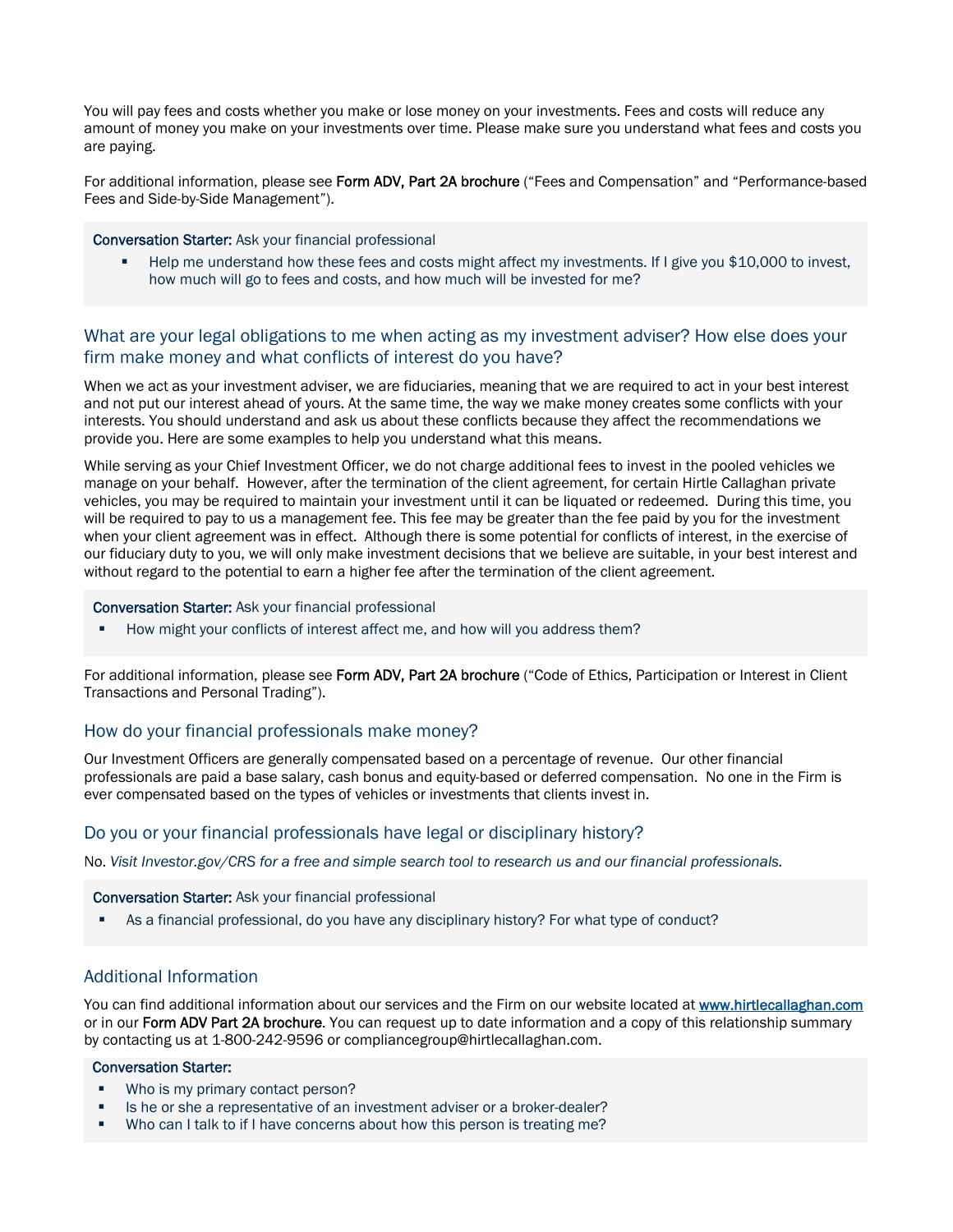You will pay fees and costs whether you make or lose money on your investments. Fees and costs will reduce any amount of money you make on your investments over time. Please make sure you understand what fees and costs you are paying.

For additional information, please see **Form ADV, Part 2A brochure** ("Fees and Compensation" and "Performance-based Fees and Side-by-Side Management").

**Conversation Starter:** Ask your financial professional

- Help me understand how these fees and costs might affect my investments. If I give you $10,000 to invest, how much will go to fees and costs, and how much will be invested for me?

## What are your legal obligations to me when acting as my investment adviser? How else does your firm make money and what conflicts of interest do you have?

When we act as your investment adviser, we are fiduciaries, meaning that we are required to act in your best interest and not put our interest ahead of yours. At the same time, the way we make money creates some conflicts with your interests. You should understand and ask us about these conflicts because they affect the recommendations we provide you. Here are some examples to help you understand what this means.

While serving as your Chief Investment Officer, we do not charge additional fees to invest in the pooled vehicles we manage on your behalf. However, after the termination of the client agreement, for certain Hirtle Callaghan private vehicles, you may be required to maintain your investment until it can be liquated or redeemed. During this time, you will be required to pay to us a management fee. This fee may be greater than the fee paid by you for the investment when your client agreement was in effect. Although there is some potential for conflicts of interest, in the exercise of our fiduciary duty to you, we will only make investment decisions that we believe are suitable, in your best interest and without regard to the potential to earn a higher fee after the termination of the client agreement.

**Conversation Starter:** Ask your financial professional

- How might your conflicts of interest affect me, and how will you address them?

For additional information, please see **Form ADV, Part 2A brochure** ("Code of Ethics, Participation or Interest in Client Transactions and Personal Trading").

## How do your financial professionals make money?

Our Investment Officers are generally compensated based on a percentage of revenue. Our other financial professionals are paid a base salary, cash bonus and equity-based or deferred compensation. No one in the Firm is ever compensated based on the types of vehicles or investments that clients invest in.

## Do you or your financial professionals have legal or disciplinary history?

No. *Visit Investor.gov/CRS for a free and simple search tool to research us and our financial professionals.*

**Conversation Starter:** Ask your financial professional

- As a financial professional, do you have any disciplinary history? For what type of conduct?

## Additional Information

You can find additional information about our services and the Firm on our website located at [www.hirtlecallaghan.com](http://www.hirtlecallaghan.com) or in our **Form ADV Part 2A brochure**. You can request up to date information and a copy of this relationship summary by contacting us at 1-800-242-9596 or compliancegroup@hirtlecallaghan.com.

**Conversation Starter:**

- Who is my primary contact person?
- Is he or she a representative of an investment adviser or a broker-dealer?
- Who can I talk to if I have concerns about how this person is treating me?